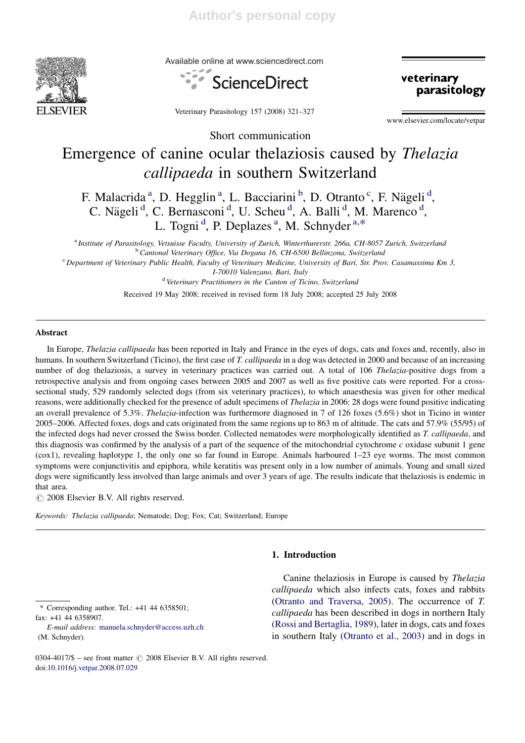Short communication

# Emergence of canine ocular thelaziosis caused by *Thelazia callipaeda* in southern Switzerland

F. Malacrida [a], D. Hegglin [a], L. Bacciarini [b], D. Otranto [c], F. Nägeli [d], C. Nägeli [d], C. Bernasconi [d], U. Scheu [d], A. Balli [d], M. Marenco [d], L. Togni [d], P. Deplazes [a], M. Schnyder [a,*]

[a] Institute of Parasitology, Vetsuisse Faculty, University of Zurich, Winterthurerstr. 266a, CH-8057 Zurich, Switzerland
[b] Cantonal Veterinary Office, Via Dogana 16, CH-6500 Bellinzona, Switzerland
[c] Department of Veterinary Public Health, Faculty of Veterinary Medicine, University of Bari, Str. Prov. Casamassima Km 3, I-70010 Valenzano, Bari, Italy
[d] Veterinary Practitioners in the Canton of Ticino, Switzerland

Received 19 May 2008; received in revised form 18 July 2008; accepted 25 July 2008

## Abstract

In Europe, *Thelazia callipaeda* has been reported in Italy and France in the eyes of dogs, cats and foxes and, recently, also in humans. In southern Switzerland (Ticino), the first case of *T. callipaeda* in a dog was detected in 2000 and because of an increasing number of dog thelaziosis, a survey in veterinary practices was carried out. A total of 106 *Thelazia*-positive dogs from a retrospective analysis and from ongoing cases between 2005 and 2007 as well as five positive cats were reported. For a cross-sectional study, 529 randomly selected dogs (from six veterinary practices), to which anaesthesia was given for other medical reasons, were additionally checked for the presence of adult specimens of *Thelazia* in 2006: 28 dogs were found positive indicating an overall prevalence of 5.3%. *Thelazia*-infection was furthermore diagnosed in 7 of 126 foxes (5.6%) shot in Ticino in winter 2005–2006. Affected foxes, dogs and cats originated from the same regions up to 863 m of altitude. The cats and 57.9% (55/95) of the infected dogs had never crossed the Swiss border. Collected nematodes were morphologically identified as *T. callipaeda*, and this diagnosis was confirmed by the analysis of a part of the sequence of the mitochondrial cytochrome *c* oxidase subunit 1 gene (cox1), revealing haplotype 1, the only one so far found in Europe. Animals harboured 1–23 eye worms. The most common symptoms were conjunctivitis and epiphora, while keratitis was present only in a low number of animals. Young and small sized dogs were significantly less involved than large animals and over 3 years of age. The results indicate that thelaziosis is endemic in that area.

© 2008 Elsevier B.V. All rights reserved.

*Keywords:* *Thelazia callipaeda*; Nematode; Dog; Fox; Cat; Switzerland; Europe

## 1. Introduction

Canine thelaziosis in Europe is caused by *Thelazia callipaeda* which also infects cats, foxes and rabbits (Otranto and Traversa, 2005). The occurrence of *T. callipaeda* has been described in dogs in northern Italy (Rossi and Bertaglia, 1989), later in dogs, cats and foxes in southern Italy (Otranto et al., 2003) and in dogs in

\* Corresponding author. Tel.: +41 44 6358501; fax: +41 44 6358907.
*E-mail address:* manuela.schnyder@access.uzh.ch (M. Schnyder).

0304-4017/$ – see front matter © 2008 Elsevier B.V. All rights reserved.
doi:10.1016/j.vetpar.2008.07.029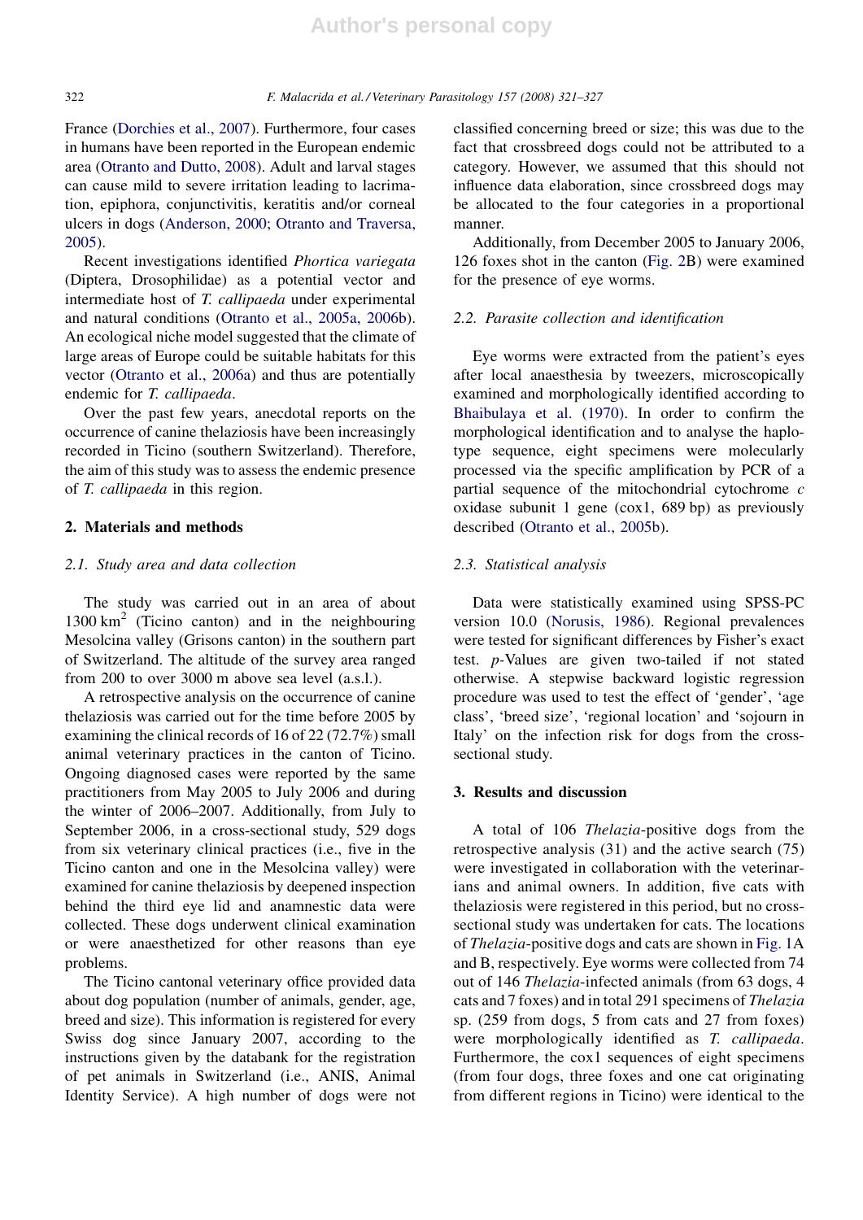France (Dorchies et al., 2007). Furthermore, four cases in humans have been reported in the European endemic area (Otranto and Dutto, 2008). Adult and larval stages can cause mild to severe irritation leading to lacrimation, epiphora, conjunctivitis, keratitis and/or corneal ulcers in dogs (Anderson, 2000; Otranto and Traversa, 2005).

Recent investigations identified *Phortica variegata* (Diptera, Drosophilidae) as a potential vector and intermediate host of *T. callipaeda* under experimental and natural conditions (Otranto et al., 2005a, 2006b). An ecological niche model suggested that the climate of large areas of Europe could be suitable habitats for this vector (Otranto et al., 2006a) and thus are potentially endemic for *T. callipaeda*.

Over the past few years, anecdotal reports on the occurrence of canine thelaziosis have been increasingly recorded in Ticino (southern Switzerland). Therefore, the aim of this study was to assess the endemic presence of *T. callipaeda* in this region.

## 2. Materials and methods

### 2.1. Study area and data collection

The study was carried out in an area of about 1300 km$^2$ (Ticino canton) and in the neighbouring Mesolcina valley (Grisons canton) in the southern part of Switzerland. The altitude of the survey area ranged from 200 to over 3000 m above sea level (a.s.l.).

A retrospective analysis on the occurrence of canine thelaziosis was carried out for the time before 2005 by examining the clinical records of 16 of 22 (72.7%) small animal veterinary practices in the canton of Ticino. Ongoing diagnosed cases were reported by the same practitioners from May 2005 to July 2006 and during the winter of 2006–2007. Additionally, from July to September 2006, in a cross-sectional study, 529 dogs from six veterinary clinical practices (i.e., five in the Ticino canton and one in the Mesolcina valley) were examined for canine thelaziosis by deepened inspection behind the third eye lid and anamnestic data were collected. These dogs underwent clinical examination or were anaesthetized for other reasons than eye problems.

The Ticino cantonal veterinary office provided data about dog population (number of animals, gender, age, breed and size). This information is registered for every Swiss dog since January 2007, according to the instructions given by the databank for the registration of pet animals in Switzerland (i.e., ANIS, Animal Identity Service). A high number of dogs were not classified concerning breed or size; this was due to the fact that crossbreed dogs could not be attributed to a category. However, we assumed that this should not influence data elaboration, since crossbreed dogs may be allocated to the four categories in a proportional manner.

Additionally, from December 2005 to January 2006, 126 foxes shot in the canton (Fig. 2B) were examined for the presence of eye worms.

### 2.2. Parasite collection and identification

Eye worms were extracted from the patient's eyes after local anaesthesia by tweezers, microscopically examined and morphologically identified according to Bhaibulaya et al. (1970). In order to confirm the morphological identification and to analyse the haplotype sequence, eight specimens were molecularly processed via the specific amplification by PCR of a partial sequence of the mitochondrial cytochrome *c* oxidase subunit 1 gene (cox1, 689 bp) as previously described (Otranto et al., 2005b).

### 2.3. Statistical analysis

Data were statistically examined using SPSS-PC version 10.0 (Norusis, 1986). Regional prevalences were tested for significant differences by Fisher's exact test. *p*-Values are given two-tailed if not stated otherwise. A stepwise backward logistic regression procedure was used to test the effect of 'gender', 'age class', 'breed size', 'regional location' and 'sojourn in Italy' on the infection risk for dogs from the cross-sectional study.

## 3. Results and discussion

A total of 106 *Thelazia*-positive dogs from the retrospective analysis (31) and the active search (75) were investigated in collaboration with the veterinarians and animal owners. In addition, five cats with thelaziosis were registered in this period, but no cross-sectional study was undertaken for cats. The locations of *Thelazia*-positive dogs and cats are shown in Fig. 1A and B, respectively. Eye worms were collected from 74 out of 146 *Thelazia*-infected animals (from 63 dogs, 4 cats and 7 foxes) and in total 291 specimens of *Thelazia* sp. (259 from dogs, 5 from cats and 27 from foxes) were morphologically identified as *T. callipaeda*. Furthermore, the cox1 sequences of eight specimens (from four dogs, three foxes and one cat originating from different regions in Ticino) were identical to the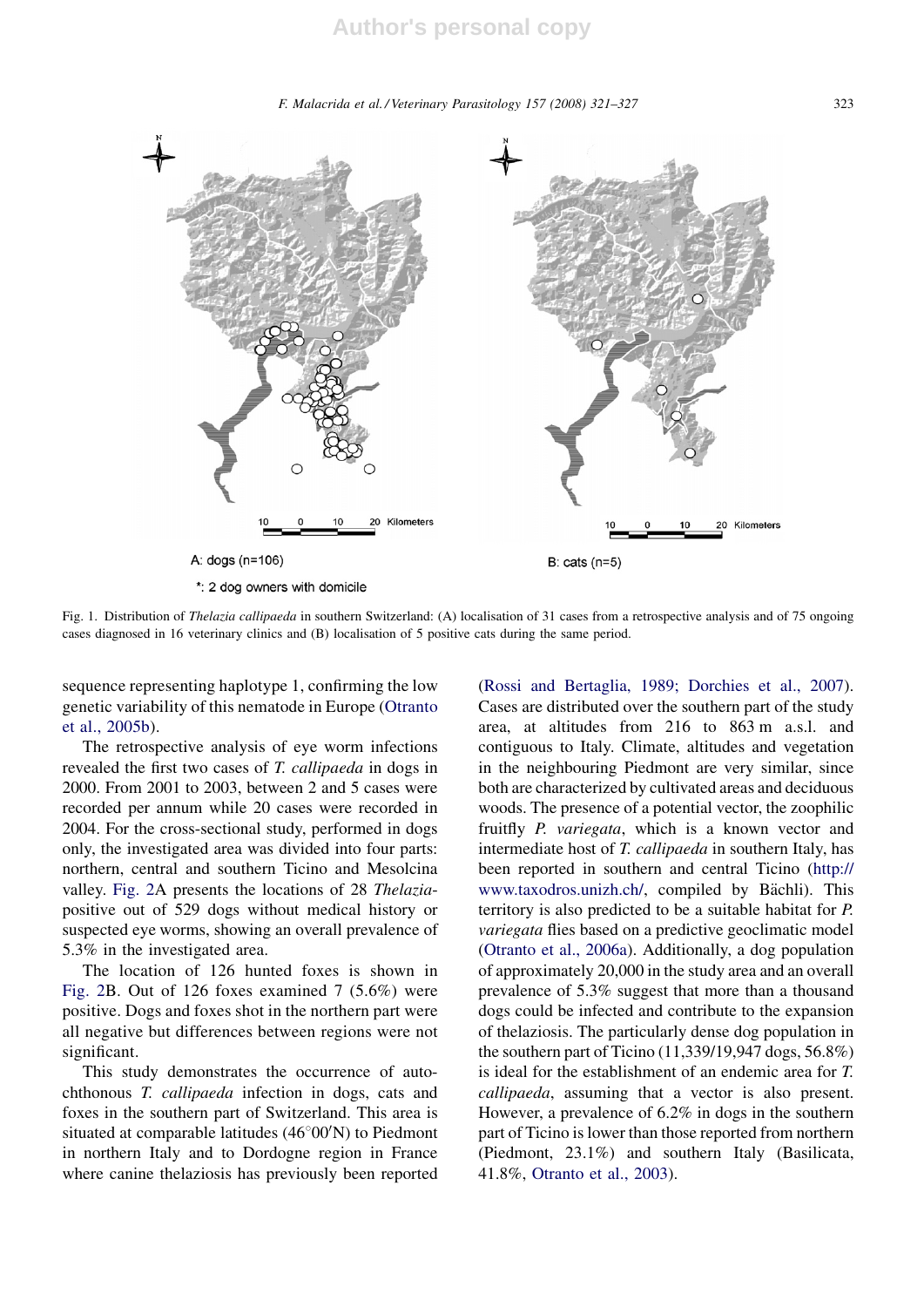A: dogs (n=106)

*: 2 dog owners with domicile

B: cats (n=5)

Fig. 1. Distribution of *Thelazia callipaeda* in southern Switzerland: (A) localisation of 31 cases from a retrospective analysis and of 75 ongoing cases diagnosed in 16 veterinary clinics and (B) localisation of 5 positive cats during the same period.

sequence representing haplotype 1, confirming the low genetic variability of this nematode in Europe (Otranto et al., 2005b).

The retrospective analysis of eye worm infections revealed the first two cases of *T. callipaeda* in dogs in 2000. From 2001 to 2003, between 2 and 5 cases were recorded per annum while 20 cases were recorded in 2004. For the cross-sectional study, performed in dogs only, the investigated area was divided into four parts: northern, central and southern Ticino and Mesolcina valley. Fig. 2A presents the locations of 28 *Thelazia*-positive out of 529 dogs without medical history or suspected eye worms, showing an overall prevalence of 5.3% in the investigated area.

The location of 126 hunted foxes is shown in Fig. 2B. Out of 126 foxes examined 7 (5.6%) were positive. Dogs and foxes shot in the northern part were all negative but differences between regions were not significant.

This study demonstrates the occurrence of autochthonous *T. callipaeda* infection in dogs, cats and foxes in the southern part of Switzerland. This area is situated at comparable latitudes (46°00′N) to Piedmont in northern Italy and to Dordogne region in France where canine thelaziosis has previously been reported (Rossi and Bertaglia, 1989; Dorchies et al., 2007). Cases are distributed over the southern part of the study area, at altitudes from 216 to 863 m a.s.l. and contiguous to Italy. Climate, altitudes and vegetation in the neighbouring Piedmont are very similar, since both are characterized by cultivated areas and deciduous woods. The presence of a potential vector, the zoophilic fruitfly *P. variegata*, which is a known vector and intermediate host of *T. callipaeda* in southern Italy, has been reported in southern and central Ticino (http://www.taxodros.unizh.ch/, compiled by Bächli). This territory is also predicted to be a suitable habitat for *P. variegata* flies based on a predictive geoclimatic model (Otranto et al., 2006a). Additionally, a dog population of approximately 20,000 in the study area and an overall prevalence of 5.3% suggest that more than a thousand dogs could be infected and contribute to the expansion of thelaziosis. The particularly dense dog population in the southern part of Ticino (11,339/19,947 dogs, 56.8%) is ideal for the establishment of an endemic area for *T. callipaeda*, assuming that a vector is also present. However, a prevalence of 6.2% in dogs in the southern part of Ticino is lower than those reported from northern (Piedmont, 23.1%) and southern Italy (Basilicata, 41.8%, Otranto et al., 2003).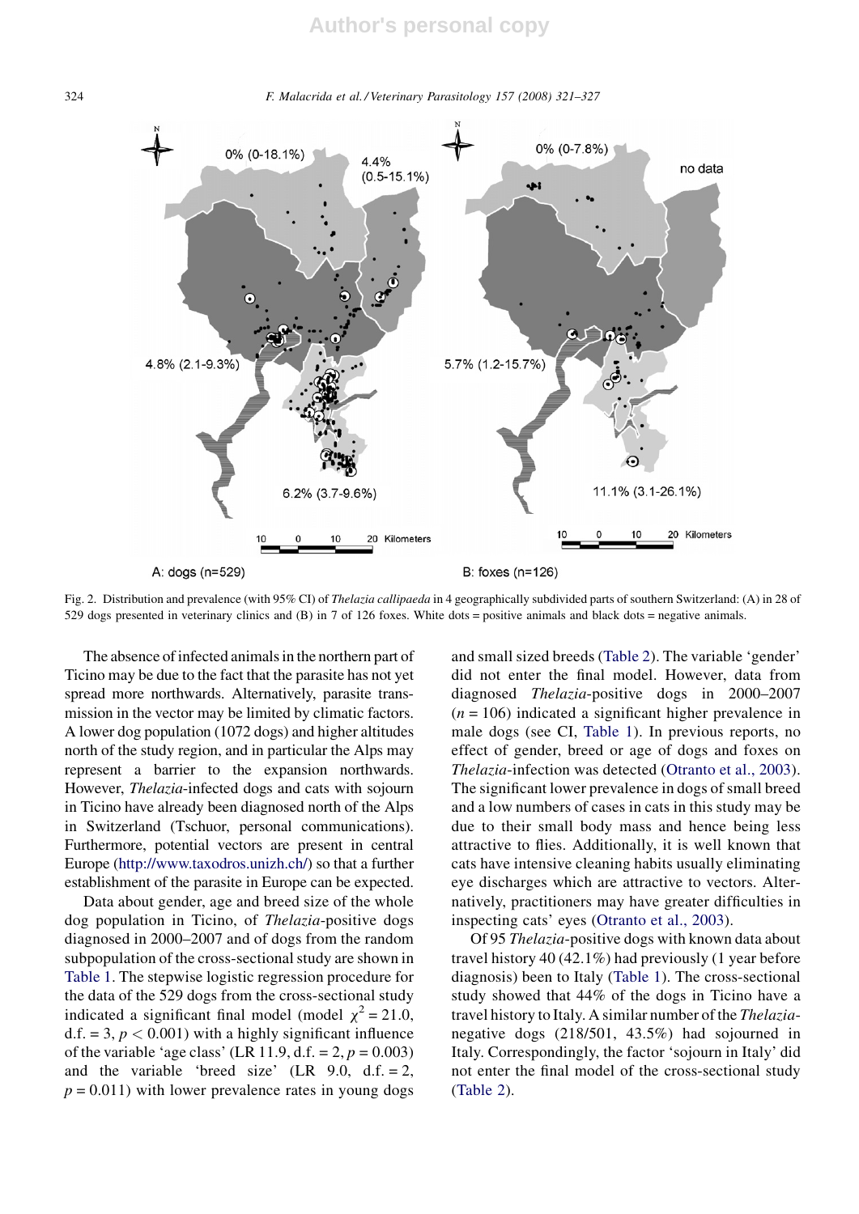Fig. 2. Distribution and prevalence (with 95% CI) of *Thelazia callipaeda* in 4 geographically subdivided parts of southern Switzerland: (A) in 28 of 529 dogs presented in veterinary clinics and (B) in 7 of 126 foxes. White dots = positive animals and black dots = negative animals.

The absence of infected animals in the northern part of Ticino may be due to the fact that the parasite has not yet spread more northwards. Alternatively, parasite transmission in the vector may be limited by climatic factors. A lower dog population (1072 dogs) and higher altitudes north of the study region, and in particular the Alps may represent a barrier to the expansion northwards. However, *Thelazia*-infected dogs and cats with sojourn in Ticino have already been diagnosed north of the Alps in Switzerland (Tschuor, personal communications). Furthermore, potential vectors are present in central Europe (http://www.taxodros.unizh.ch/) so that a further establishment of the parasite in Europe can be expected.

Data about gender, age and breed size of the whole dog population in Ticino, of *Thelazia*-positive dogs diagnosed in 2000–2007 and of dogs from the random subpopulation of the cross-sectional study are shown in Table 1. The stepwise logistic regression procedure for the data of the 529 dogs from the cross-sectional study indicated a significant final model (model $\chi^2 = 21.0$, d.f. = 3, $p < 0.001$) with a highly significant influence of the variable 'age class' (LR 11.9, d.f. = 2, $p = 0.003$) and the variable 'breed size' (LR 9.0, d.f. = 2, $p = 0.011$) with lower prevalence rates in young dogs and small sized breeds (Table 2). The variable 'gender' did not enter the final model. However, data from diagnosed *Thelazia*-positive dogs in 2000–2007 ($n = 106$) indicated a significant higher prevalence in male dogs (see CI, Table 1). In previous reports, no effect of gender, breed or age of dogs and foxes on *Thelazia*-infection was detected (Otranto et al., 2003). The significant lower prevalence in dogs of small breed and a low numbers of cases in cats in this study may be due to their small body mass and hence being less attractive to flies. Additionally, it is well known that cats have intensive cleaning habits usually eliminating eye discharges which are attractive to vectors. Alternatively, practitioners may have greater difficulties in inspecting cats' eyes (Otranto et al., 2003).

Of 95 *Thelazia*-positive dogs with known data about travel history 40 (42.1%) had previously (1 year before diagnosis) been to Italy (Table 1). The cross-sectional study showed that 44% of the dogs in Ticino have a travel history to Italy. A similar number of the *Thelazia*-negative dogs (218/501, 43.5%) had sojourned in Italy. Correspondingly, the factor 'sojourn in Italy' did not enter the final model of the cross-sectional study (Table 2).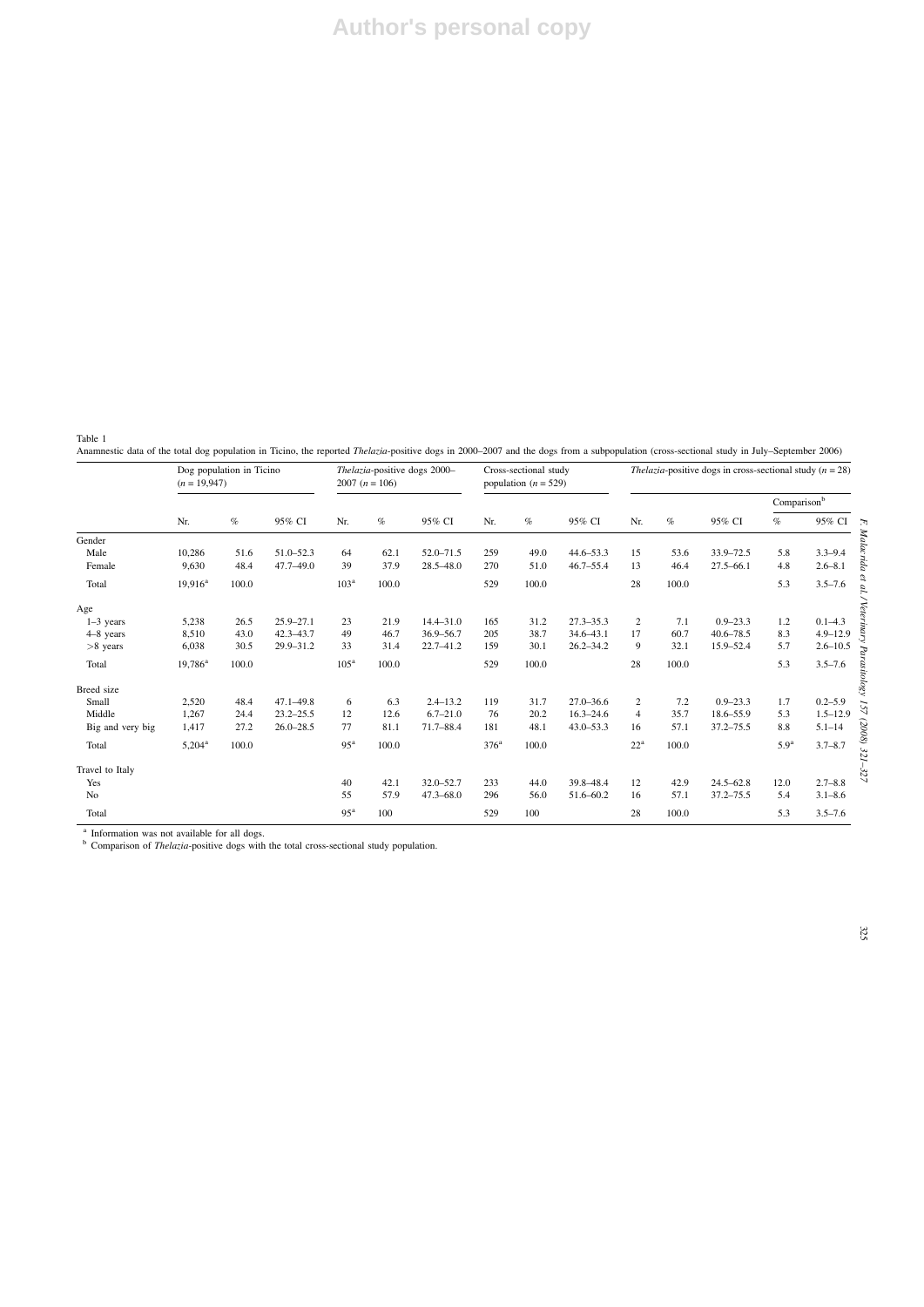Table 1
Anamnestic data of the total dog population in Ticino, the reported *Thelazia*-positive dogs in 2000–2007 and the dogs from a subpopulation (cross-sectional study in July–September 2006)

| | Dog population in Ticino ($n$ = 19,947) | | | *Thelazia*-positive dogs 2000–2007 ($n$ = 106) | | | Cross-sectional study population ($n$ = 529) | | | *Thelazia*-positive dogs in cross-sectional study ($n$ = 28) | | | | |
|---|---|---|---|---|---|---|---|---|---|---|---|---|---|---|
| | | | | | | | | | | | | | Comparison[b] | |
| | Nr. | % | 95% CI | Nr. | % | 95% CI | Nr. | % | 95% CI | Nr. | % | 95% CI | % | 95% CI |
| Gender | | | | | | | | | | | | | | |
| Male | 10,286 | 51.6 | 51.0–52.3 | 64 | 62.1 | 52.0–71.5 | 259 | 49.0 | 44.6–53.3 | 15 | 53.6 | 33.9–72.5 | 5.8 | 3.3–9.4 |
| Female | 9,630 | 48.4 | 47.7–49.0 | 39 | 37.9 | 28.5–48.0 | 270 | 51.0 | 46.7–55.4 | 13 | 46.4 | 27.5–66.1 | 4.8 | 2.6–8.1 |
| Total | 19,916[a] | 100.0 | | 103[a] | 100.0 | | 529 | 100.0 | | 28 | 100.0 | | 5.3 | 3.5–7.6 |
| Age | | | | | | | | | | | | | | |
| 1–3 years | 5,238 | 26.5 | 25.9–27.1 | 23 | 21.9 | 14.4–31.0 | 165 | 31.2 | 27.3–35.3 | 2 | 7.1 | 0.9–23.3 | 1.2 | 0.1–4.3 |
| 4–8 years | 8,510 | 43.0 | 42.3–43.7 | 49 | 46.7 | 36.9–56.7 | 205 | 38.7 | 34.6–43.1 | 17 | 60.7 | 40.6–78.5 | 8.3 | 4.9–12.9 |
| >8 years | 6,038 | 30.5 | 29.9–31.2 | 33 | 31.4 | 22.7–41.2 | 159 | 30.1 | 26.2–34.2 | 9 | 32.1 | 15.9–52.4 | 5.7 | 2.6–10.5 |
| Total | 19,786[a] | 100.0 | | 105[a] | 100.0 | | 529 | 100.0 | | 28 | 100.0 | | 5.3 | 3.5–7.6 |
| Breed size | | | | | | | | | | | | | | |
| Small | 2,520 | 48.4 | 47.1–49.8 | 6 | 6.3 | 2.4–13.2 | 119 | 31.7 | 27.0–36.6 | 2 | 7.2 | 0.9–23.3 | 1.7 | 0.2–5.9 |
| Middle | 1,267 | 24.4 | 23.2–25.5 | 12 | 12.6 | 6.7–21.0 | 76 | 20.2 | 16.3–24.6 | 4 | 35.7 | 18.6–55.9 | 5.3 | 1.5–12.9 |
| Big and very big | 1,417 | 27.2 | 26.0–28.5 | 77 | 81.1 | 71.7–88.4 | 181 | 48.1 | 43.0–53.3 | 16 | 57.1 | 37.2–75.5 | 8.8 | 5.1–14 |
| Total | 5,204[a] | 100.0 | | 95[a] | 100.0 | | 376[a] | 100.0 | | 22[a] | 100.0 | | 5.9[a] | 3.7–8.7 |
| Travel to Italy | | | | | | | | | | | | | | |
| Yes | | | | 40 | 42.1 | 32.0–52.7 | 233 | 44.0 | 39.8–48.4 | 12 | 42.9 | 24.5–62.8 | 12.0 | 2.7–8.8 |
| No | | | | 55 | 57.9 | 47.3–68.0 | 296 | 56.0 | 51.6–60.2 | 16 | 57.1 | 37.2–75.5 | 5.4 | 3.1–8.6 |
| Total | | | | 95[a] | 100 | | 529 | 100 | | 28 | 100.0 | | 5.3 | 3.5–7.6 |

[a] Information was not available for all dogs.
[b] Comparison of *Thelazia*-positive dogs with the total cross-sectional study population.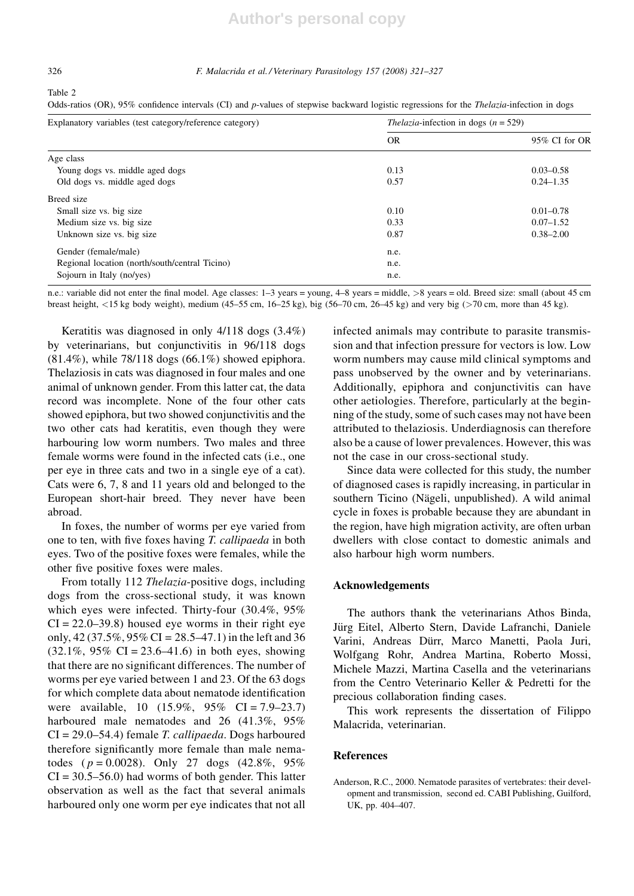Table 2

Odds-ratios (OR), 95% confidence intervals (CI) and *p*-values of stepwise backward logistic regressions for the *Thelazia*-infection in dogs

| Explanatory variables (test category/reference category) | *Thelazia*-infection in dogs ($n = 529$) | |
|---|---|---|
| | OR | 95% CI for OR |
| Age class | | |
| Young dogs vs. middle aged dogs | 0.13 | 0.03–0.58 |
| Old dogs vs. middle aged dogs | 0.57 | 0.24–1.35 |
| Breed size | | |
| Small size vs. big size | 0.10 | 0.01–0.78 |
| Medium size vs. big size | 0.33 | 0.07–1.52 |
| Unknown size vs. big size | 0.87 | 0.38–2.00 |
| Gender (female/male) | n.e. | |
| Regional location (north/south/central Ticino) | n.e. | |
| Sojourn in Italy (no/yes) | n.e. | |

n.e.: variable did not enter the final model. Age classes: 1–3 years = young, 4–8 years = middle, >8 years = old. Breed size: small (about 45 cm breast height, <15 kg body weight), medium (45–55 cm, 16–25 kg), big (56–70 cm, 26–45 kg) and very big (>70 cm, more than 45 kg).

Keratitis was diagnosed in only 4/118 dogs (3.4%) by veterinarians, but conjunctivitis in 96/118 dogs (81.4%), while 78/118 dogs (66.1%) showed epiphora. Thelaziosis in cats was diagnosed in four males and one animal of unknown gender. From this latter cat, the data record was incomplete. None of the four other cats showed epiphora, but two showed conjunctivitis and the two other cats had keratitis, even though they were harbouring low worm numbers. Two males and three female worms were found in the infected cats (i.e., one per eye in three cats and two in a single eye of a cat). Cats were 6, 7, 8 and 11 years old and belonged to the European short-hair breed. They never have been abroad.

In foxes, the number of worms per eye varied from one to ten, with five foxes having *T. callipaeda* in both eyes. Two of the positive foxes were females, while the other five positive foxes were males.

From totally 112 *Thelazia*-positive dogs, including dogs from the cross-sectional study, it was known which eyes were infected. Thirty-four (30.4%, 95% CI = 22.0–39.8) housed eye worms in their right eye only, 42 (37.5%, 95% CI = 28.5–47.1) in the left and 36 (32.1%, 95% CI = 23.6–41.6) in both eyes, showing that there are no significant differences. The number of worms per eye varied between 1 and 23. Of the 63 dogs for which complete data about nematode identification were available, 10 (15.9%, 95% CI = 7.9–23.7) harboured male nematodes and 26 (41.3%, 95% CI = 29.0–54.4) female *T. callipaeda*. Dogs harboured therefore significantly more female than male nematodes ($p = 0.0028$). Only 27 dogs (42.8%, 95% CI = 30.5–56.0) had worms of both gender. This latter observation as well as the fact that several animals harboured only one worm per eye indicates that not all infected animals may contribute to parasite transmission and that infection pressure for vectors is low. Low worm numbers may cause mild clinical symptoms and pass unobserved by the owner and by veterinarians. Additionally, epiphora and conjunctivitis can have other aetiologies. Therefore, particularly at the beginning of the study, some of such cases may not have been attributed to thelaziosis. Underdiagnosis can therefore also be a cause of lower prevalences. However, this was not the case in our cross-sectional study.

Since data were collected for this study, the number of diagnosed cases is rapidly increasing, in particular in southern Ticino (Nägeli, unpublished). A wild animal cycle in foxes is probable because they are abundant in the region, have high migration activity, are often urban dwellers with close contact to domestic animals and also harbour high worm numbers.

## Acknowledgements

The authors thank the veterinarians Athos Binda, Jürg Eitel, Alberto Stern, Davide Lafranchi, Daniele Varini, Andreas Dürr, Marco Manetti, Paola Juri, Wolfgang Rohr, Andrea Martina, Roberto Mossi, Michele Mazzi, Martina Casella and the veterinarians from the Centro Veterinario Keller & Pedretti for the precious collaboration finding cases.

This work represents the dissertation of Filippo Malacrida, veterinarian.

## References

Anderson, R.C., 2000. Nematode parasites of vertebrates: their development and transmission, second ed. CABI Publishing, Guilford, UK, pp. 404–407.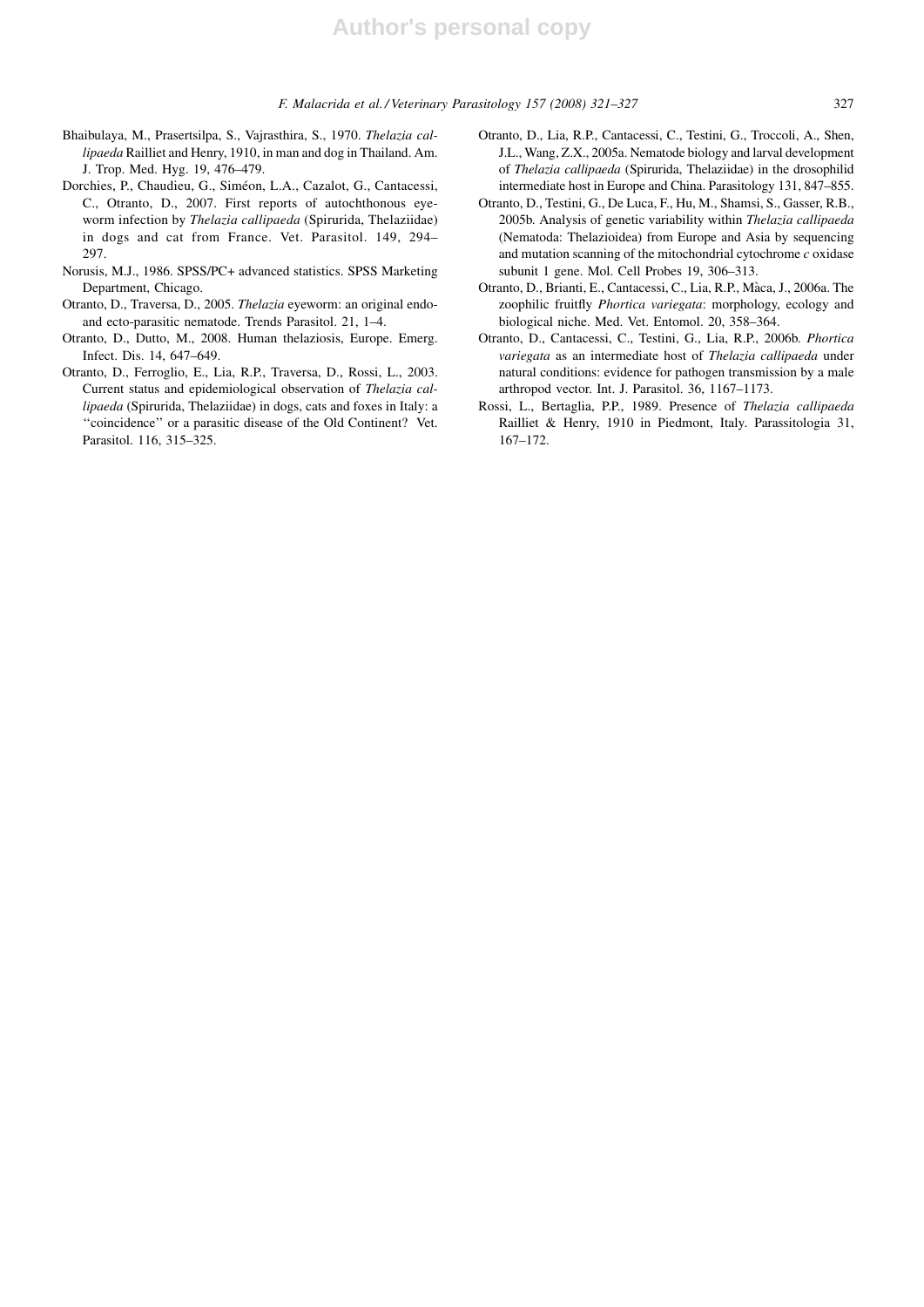Bhaibulaya, M., Prasertsilpa, S., Vajrasthira, S., 1970. *Thelazia callipaeda* Railliet and Henry, 1910, in man and dog in Thailand. Am. J. Trop. Med. Hyg. 19, 476–479.

Dorchies, P., Chaudieu, G., Siméon, L.A., Cazalot, G., Cantacessi, C., Otranto, D., 2007. First reports of autochthonous eyeworm infection by *Thelazia callipaeda* (Spirurida, Thelaziidae) in dogs and cat from France. Vet. Parasitol. 149, 294–297.

Norusis, M.J., 1986. SPSS/PC+ advanced statistics. SPSS Marketing Department, Chicago.

Otranto, D., Traversa, D., 2005. *Thelazia* eyeworm: an original endo- and ecto-parasitic nematode. Trends Parasitol. 21, 1–4.

Otranto, D., Dutto, M., 2008. Human thelaziosis, Europe. Emerg. Infect. Dis. 14, 647–649.

Otranto, D., Ferroglio, E., Lia, R.P., Traversa, D., Rossi, L., 2003. Current status and epidemiological observation of *Thelazia callipaeda* (Spirurida, Thelaziidae) in dogs, cats and foxes in Italy: a ''coincidence'' or a parasitic disease of the Old Continent? Vet. Parasitol. 116, 315–325.

Otranto, D., Lia, R.P., Cantacessi, C., Testini, G., Troccoli, A., Shen, J.L., Wang, Z.X., 2005a. Nematode biology and larval development of *Thelazia callipaeda* (Spirurida, Thelaziidae) in the drosophilid intermediate host in Europe and China. Parasitology 131, 847–855.

Otranto, D., Testini, G., De Luca, F., Hu, M., Shamsi, S., Gasser, R.B., 2005b. Analysis of genetic variability within *Thelazia callipaeda* (Nematoda: Thelazioidea) from Europe and Asia by sequencing and mutation scanning of the mitochondrial cytochrome *c* oxidase subunit 1 gene. Mol. Cell Probes 19, 306–313.

Otranto, D., Brianti, E., Cantacessi, C., Lia, R.P., Màca, J., 2006a. The zoophilic fruitfly *Phortica variegata*: morphology, ecology and biological niche. Med. Vet. Entomol. 20, 358–364.

Otranto, D., Cantacessi, C., Testini, G., Lia, R.P., 2006b. *Phortica variegata* as an intermediate host of *Thelazia callipaeda* under natural conditions: evidence for pathogen transmission by a male arthropod vector. Int. J. Parasitol. 36, 1167–1173.

Rossi, L., Bertaglia, P.P., 1989. Presence of *Thelazia callipaeda* Railliet & Henry, 1910 in Piedmont, Italy. Parassitologia 31, 167–172.